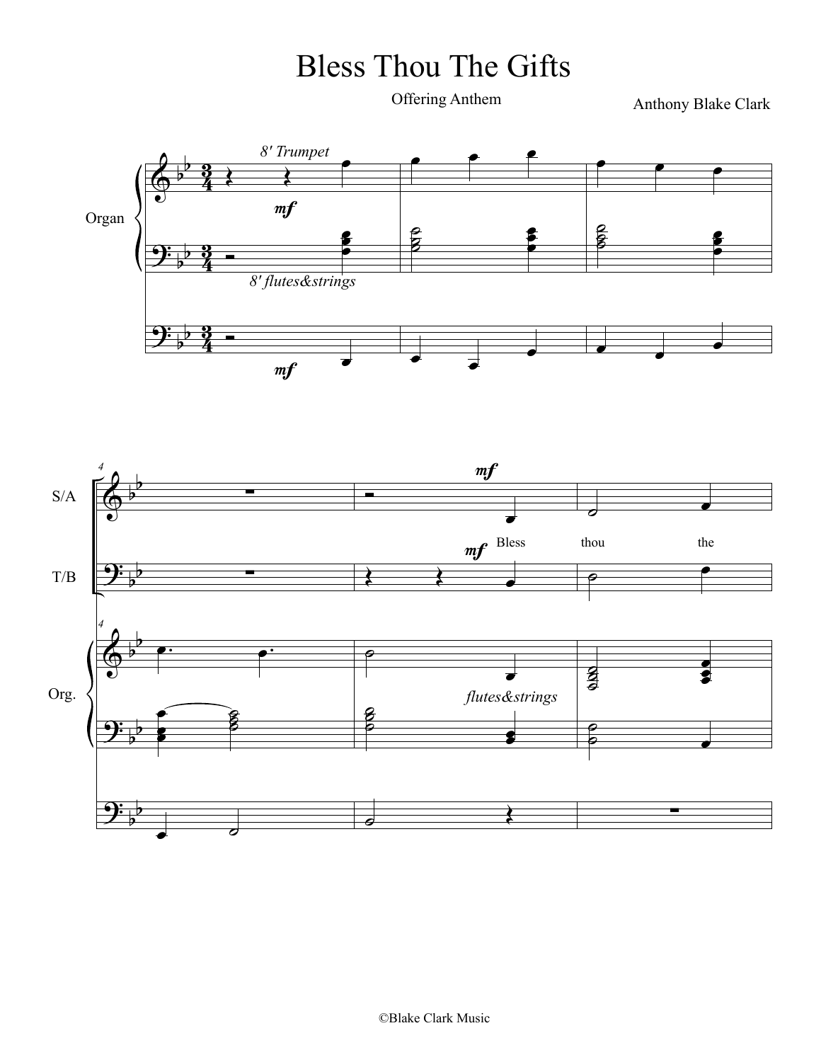# Bless Thou The Gifts

Offering Anthem

Anthony Blake Clark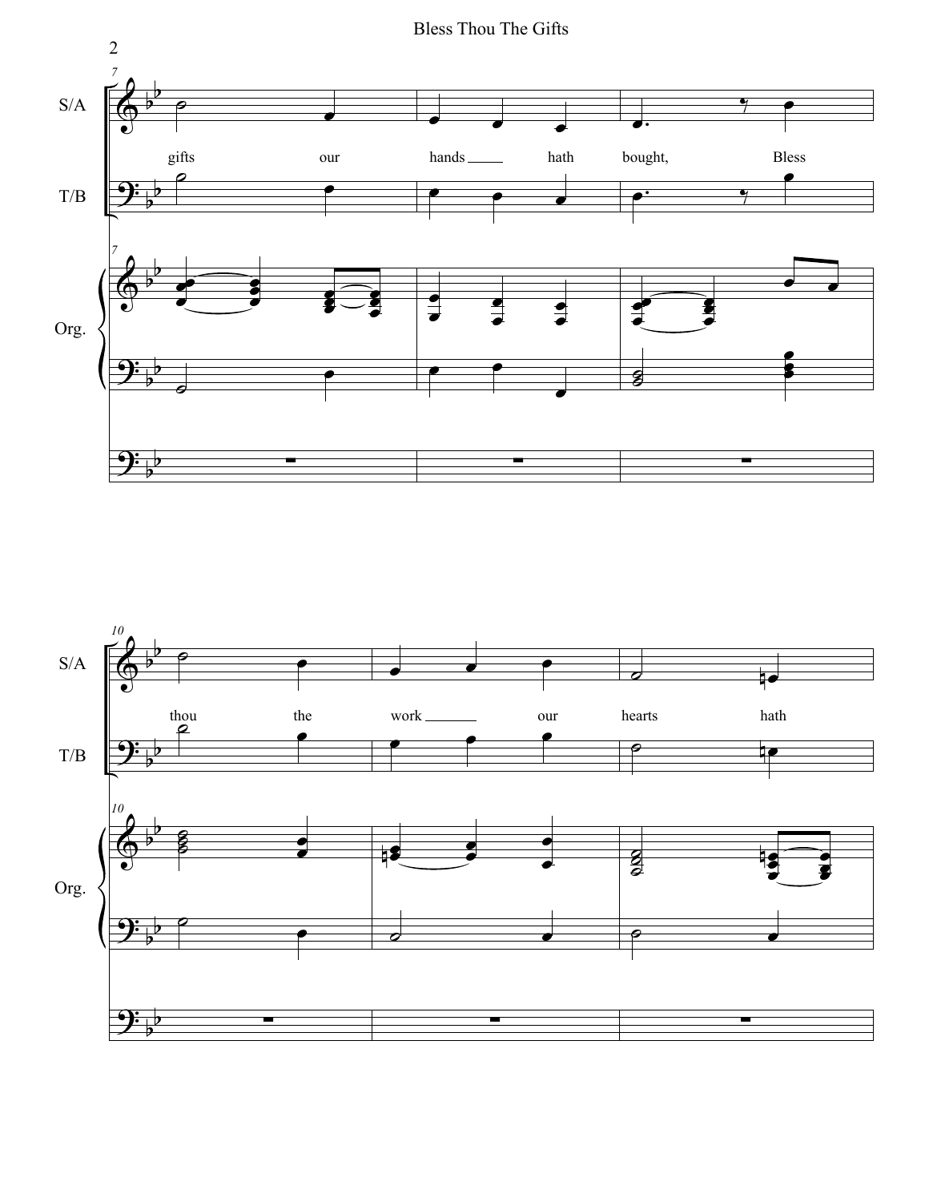gifts our hands hath bought, Bless

thou the work our hearts hath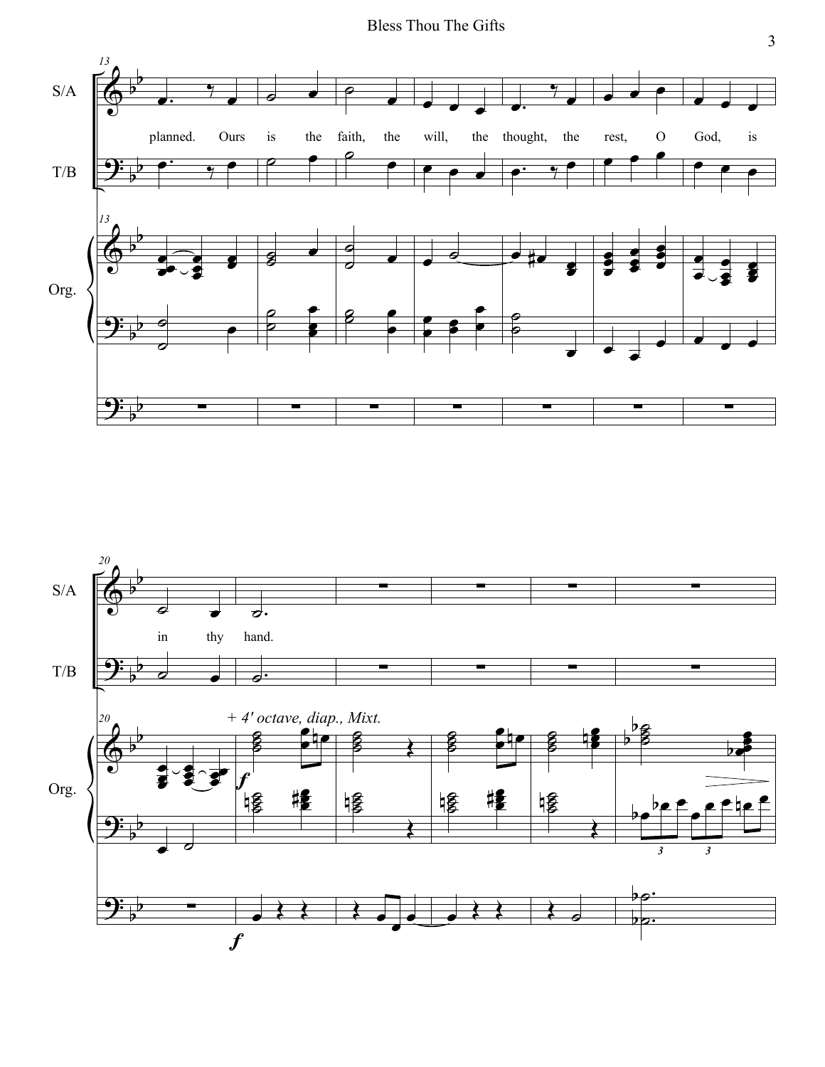planned. Ours is the faith, the will, the thought, the rest, O God, is

in thy hand.

*+ 4' octave, diap., Mixt.*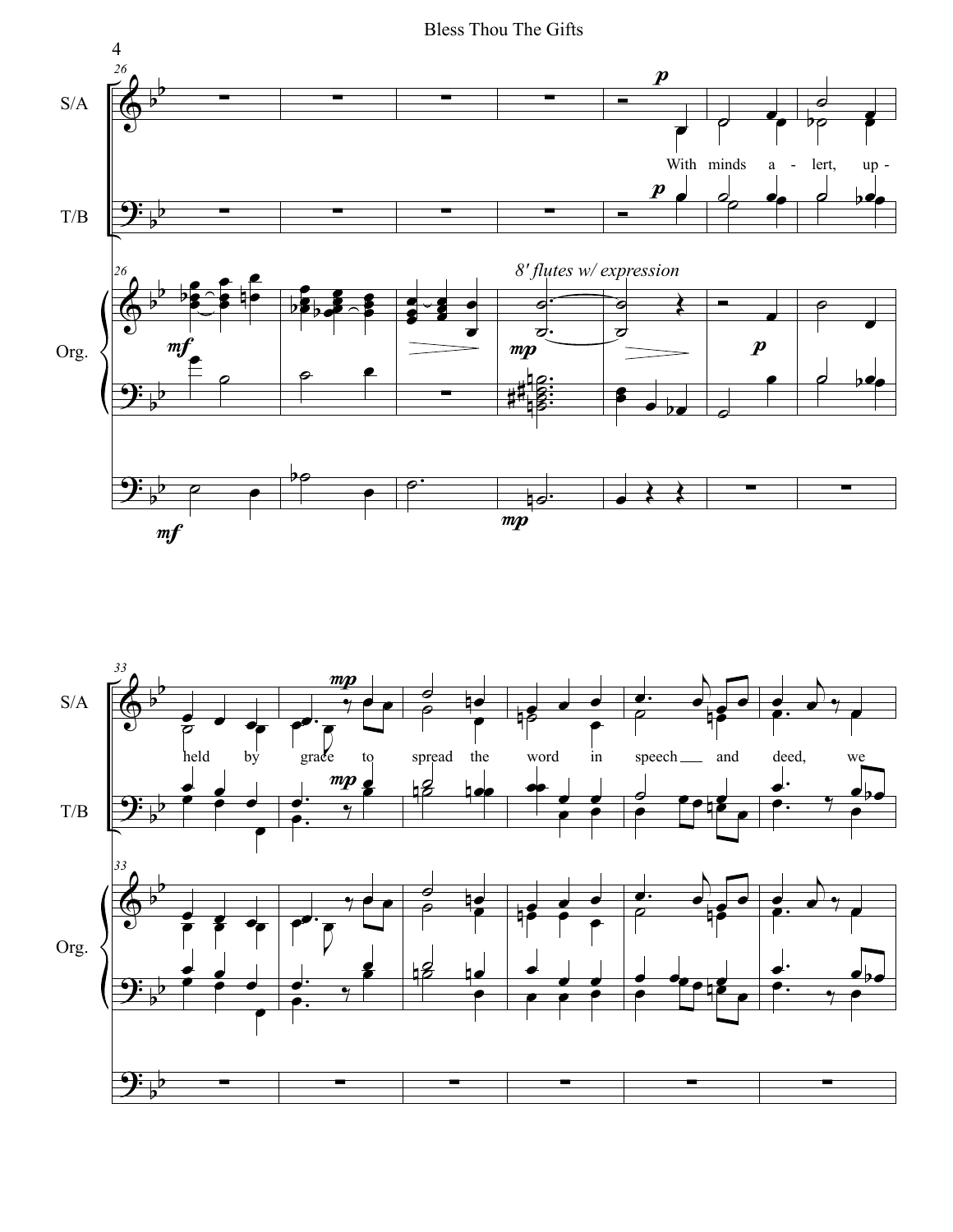S/A

T/B

Org.

*8' flutes w/ expression*

With minds a - lert, up - held by grace to spread the word in speech and deed, we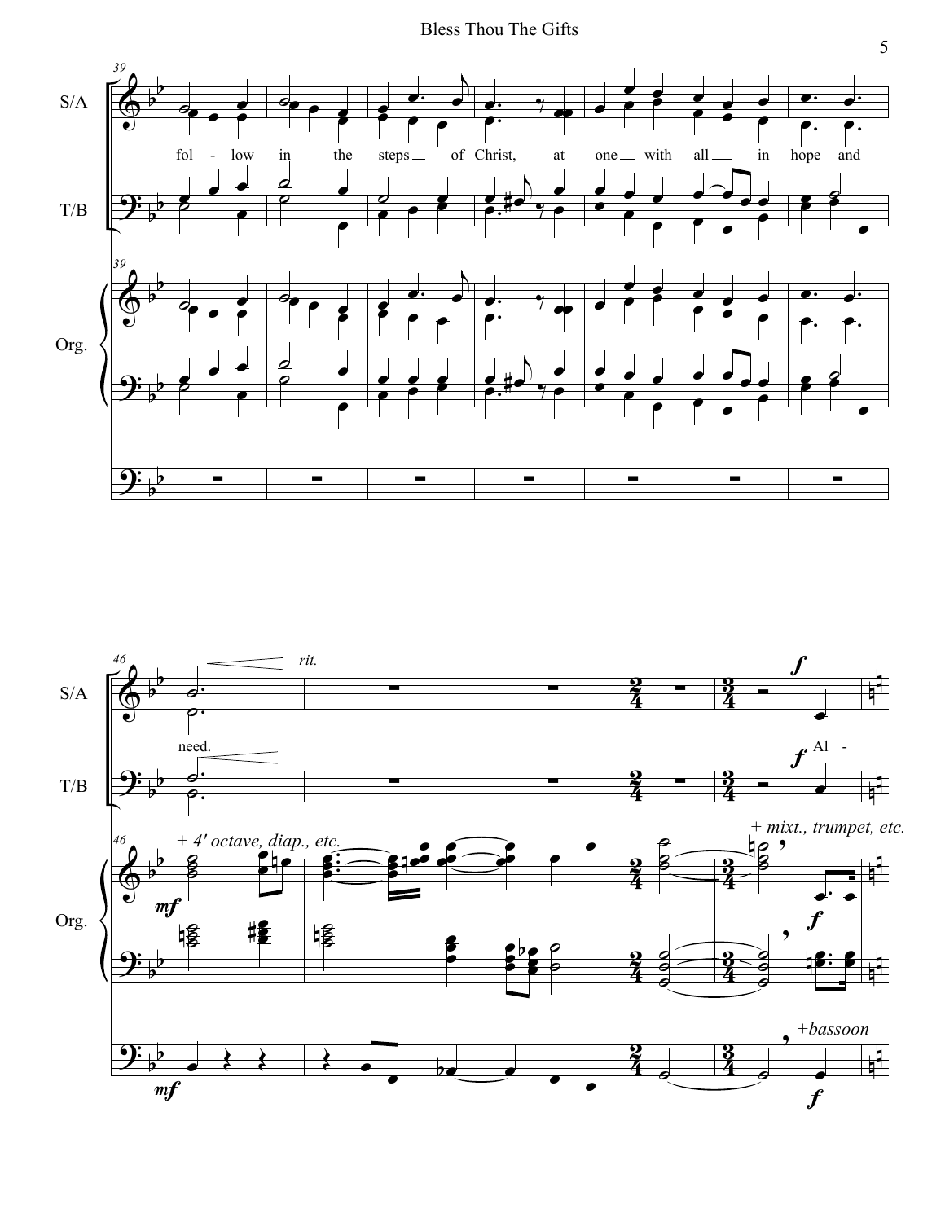S/A

T/B

Org.

fol - low in the steps of Christ, at one with all in hope and

need.

Al -

*rit.*

*+ 4' octave, diap., etc.*

*+ mixt., trumpet, etc.*

*+bassoon*

*mf*

*f*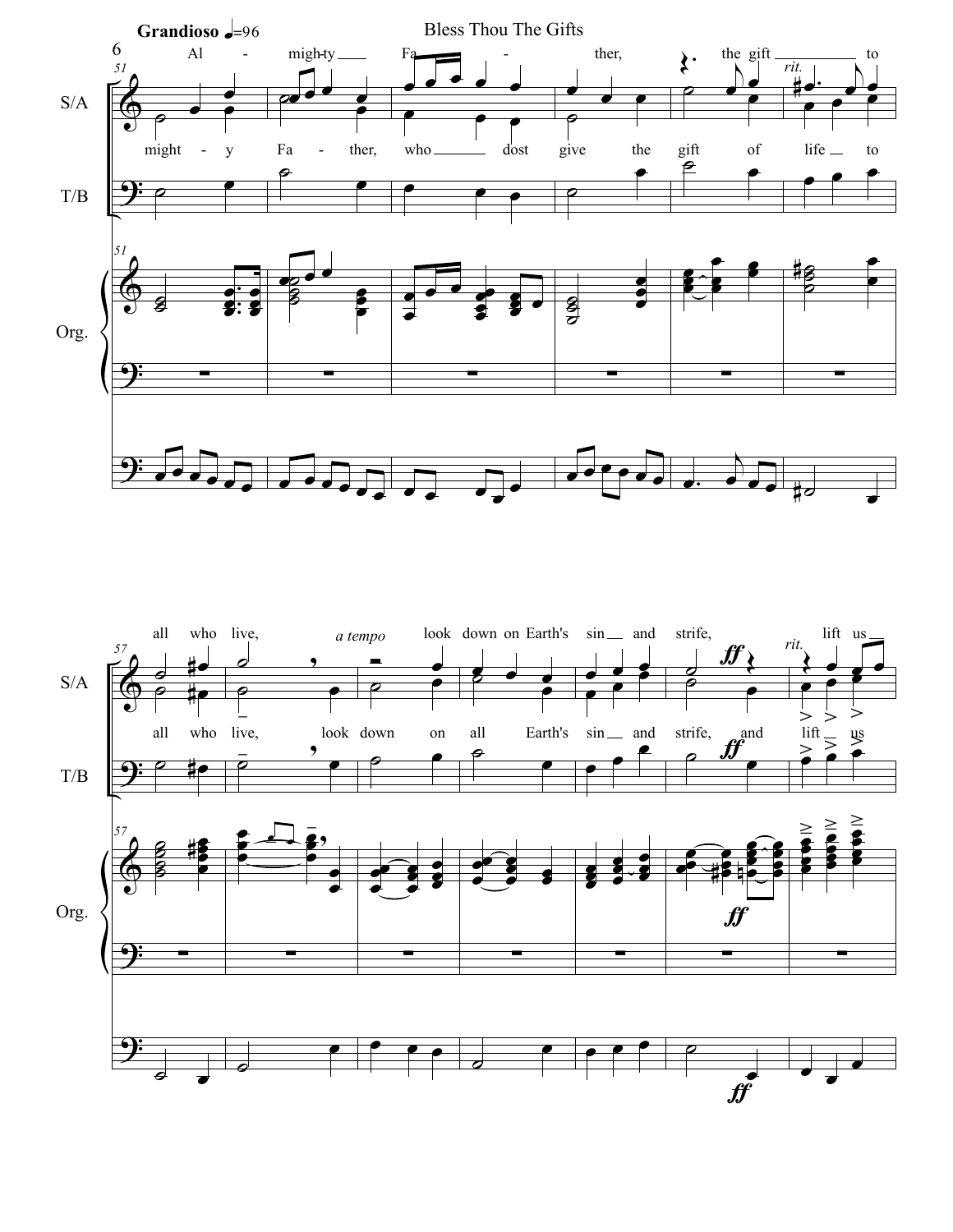Bless Thou The Gifts

**Grandioso** ♩=96

S/A: Al - migh-ty Fa - ther, the gift to all who live, look down on Earth's sin and strife, lift us

T/B: might - y Fa - ther, who dost give the gift of life to all who live, look down on all Earth's sin and strife, and lift us

*rit.* *a tempo* *rit.* **ff**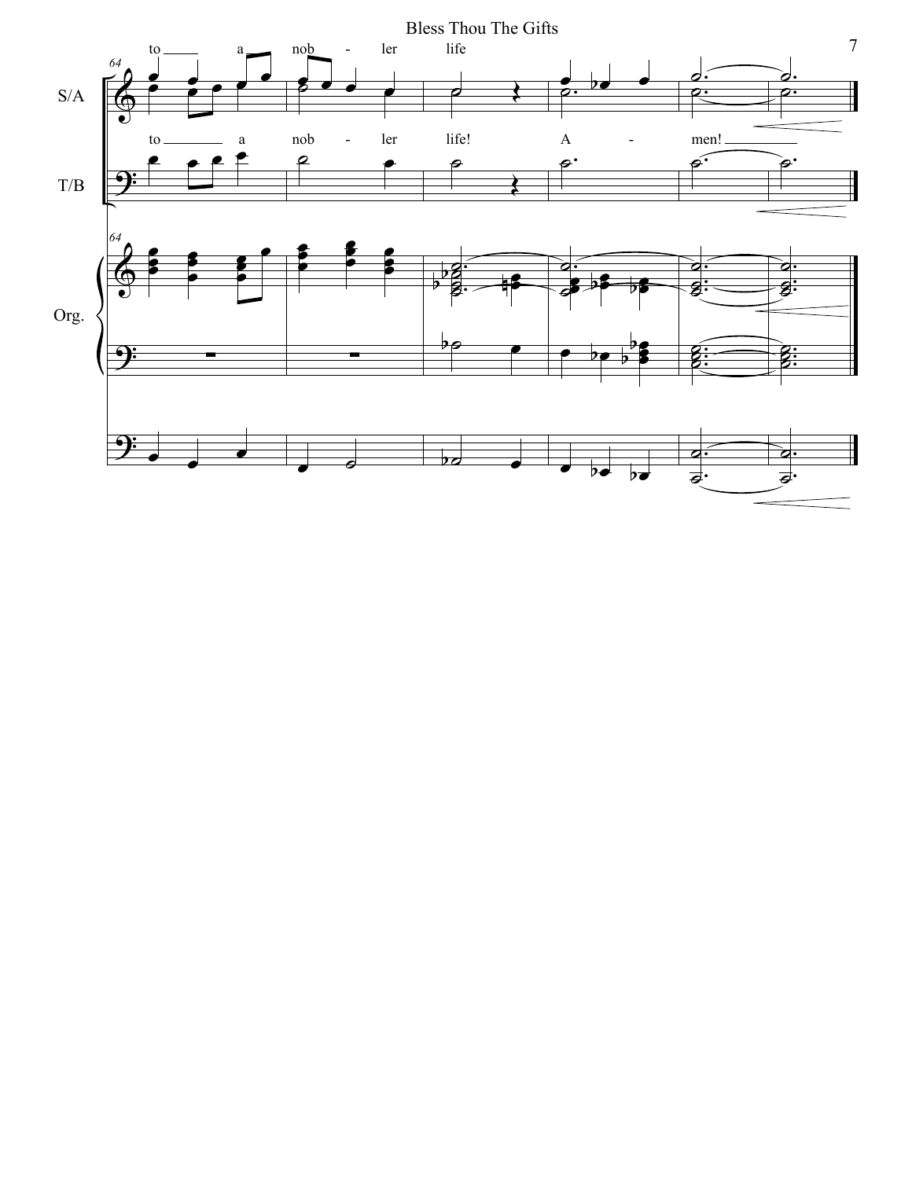to a nob - ler life

S/A

to a nob - ler life! A - men!

T/B

Org.